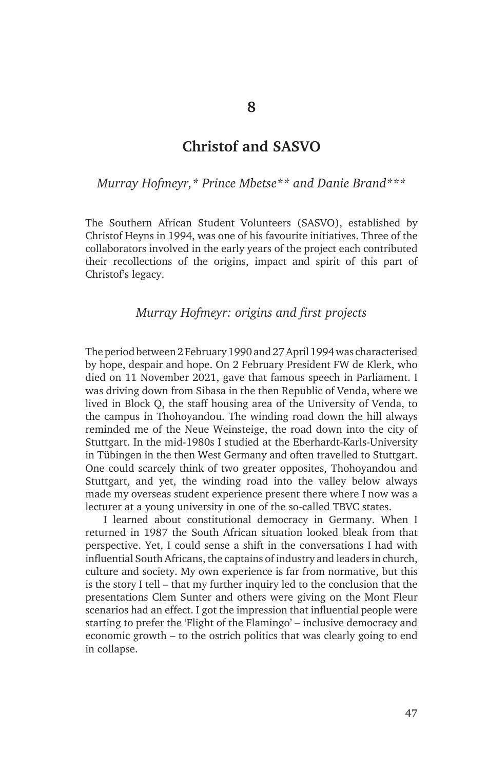# 8

# Christof and SASVO

*Murray Hofmeyr,\* Prince Mbetse\*\* and Danie Brand\*\*\**

The Southern African Student Volunteers (SASVO), established by Christof Heyns in 1994, was one of his favourite initiatives. Three of the collaborators involved in the early years of the project each contributed their recollections of the origins, impact and spirit of this part of Christof's legacy.

## *Murray Hofmeyr: origins and first projects*

The period between 2 February 1990 and 27 April 1994 was characterised by hope, despair and hope. On 2 February President FW de Klerk, who died on 11 November 2021, gave that famous speech in Parliament. I was driving down from Sibasa in the then Republic of Venda, where we lived in Block Q, the staff housing area of the University of Venda, to the campus in Thohoyandou. The winding road down the hill always reminded me of the Neue Weinsteige, the road down into the city of Stuttgart. In the mid-1980s I studied at the Eberhardt-Karls-University in Tübingen in the then West Germany and often travelled to Stuttgart. One could scarcely think of two greater opposites, Thohoyandou and Stuttgart, and yet, the winding road into the valley below always made my overseas student experience present there where I now was a lecturer at a young university in one of the so-called TBVC states.

I learned about constitutional democracy in Germany. When I returned in 1987 the South African situation looked bleak from that perspective. Yet, I could sense a shift in the conversations I had with influential South Africans, the captains of industry and leaders in church, culture and society. My own experience is far from normative, but this is the story I tell – that my further inquiry led to the conclusion that the presentations Clem Sunter and others were giving on the Mont Fleur scenarios had an effect. I got the impression that influential people were starting to prefer the 'Flight of the Flamingo' – inclusive democracy and economic growth – to the ostrich politics that was clearly going to end in collapse.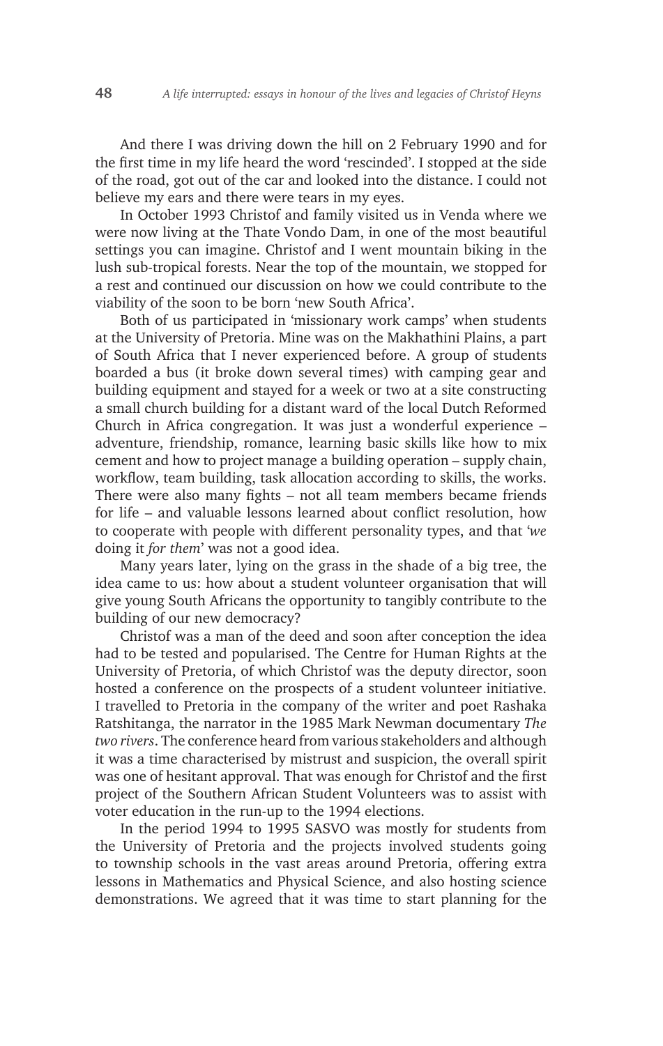And there I was driving down the hill on 2 February 1990 and for the first time in my life heard the word 'rescinded'. I stopped at the side of the road, got out of the car and looked into the distance. I could not believe my ears and there were tears in my eyes.

In October 1993 Christof and family visited us in Venda where we were now living at the Thate Vondo Dam, in one of the most beautiful settings you can imagine. Christof and I went mountain biking in the lush sub-tropical forests. Near the top of the mountain, we stopped for a rest and continued our discussion on how we could contribute to the viability of the soon to be born 'new South Africa'.

Both of us participated in 'missionary work camps' when students at the University of Pretoria. Mine was on the Makhathini Plains, a part of South Africa that I never experienced before. A group of students boarded a bus (it broke down several times) with camping gear and building equipment and stayed for a week or two at a site constructing a small church building for a distant ward of the local Dutch Reformed Church in Africa congregation. It was just a wonderful experience – adventure, friendship, romance, learning basic skills like how to mix cement and how to project manage a building operation – supply chain, workflow, team building, task allocation according to skills, the works. There were also many fights – not all team members became friends for life – and valuable lessons learned about conflict resolution, how to cooperate with people with different personality types, and that '*we* doing it *for them*' was not a good idea.

Many years later, lying on the grass in the shade of a big tree, the idea came to us: how about a student volunteer organisation that will give young South Africans the opportunity to tangibly contribute to the building of our new democracy?

Christof was a man of the deed and soon after conception the idea had to be tested and popularised. The Centre for Human Rights at the University of Pretoria, of which Christof was the deputy director, soon hosted a conference on the prospects of a student volunteer initiative. I travelled to Pretoria in the company of the writer and poet Rashaka Ratshitanga, the narrator in the 1985 Mark Newman documentary *The two rivers*. The conference heard from various stakeholders and although it was a time characterised by mistrust and suspicion, the overall spirit was one of hesitant approval. That was enough for Christof and the first project of the Southern African Student Volunteers was to assist with voter education in the run-up to the 1994 elections.

In the period 1994 to 1995 SASVO was mostly for students from the University of Pretoria and the projects involved students going to township schools in the vast areas around Pretoria, offering extra lessons in Mathematics and Physical Science, and also hosting science demonstrations. We agreed that it was time to start planning for the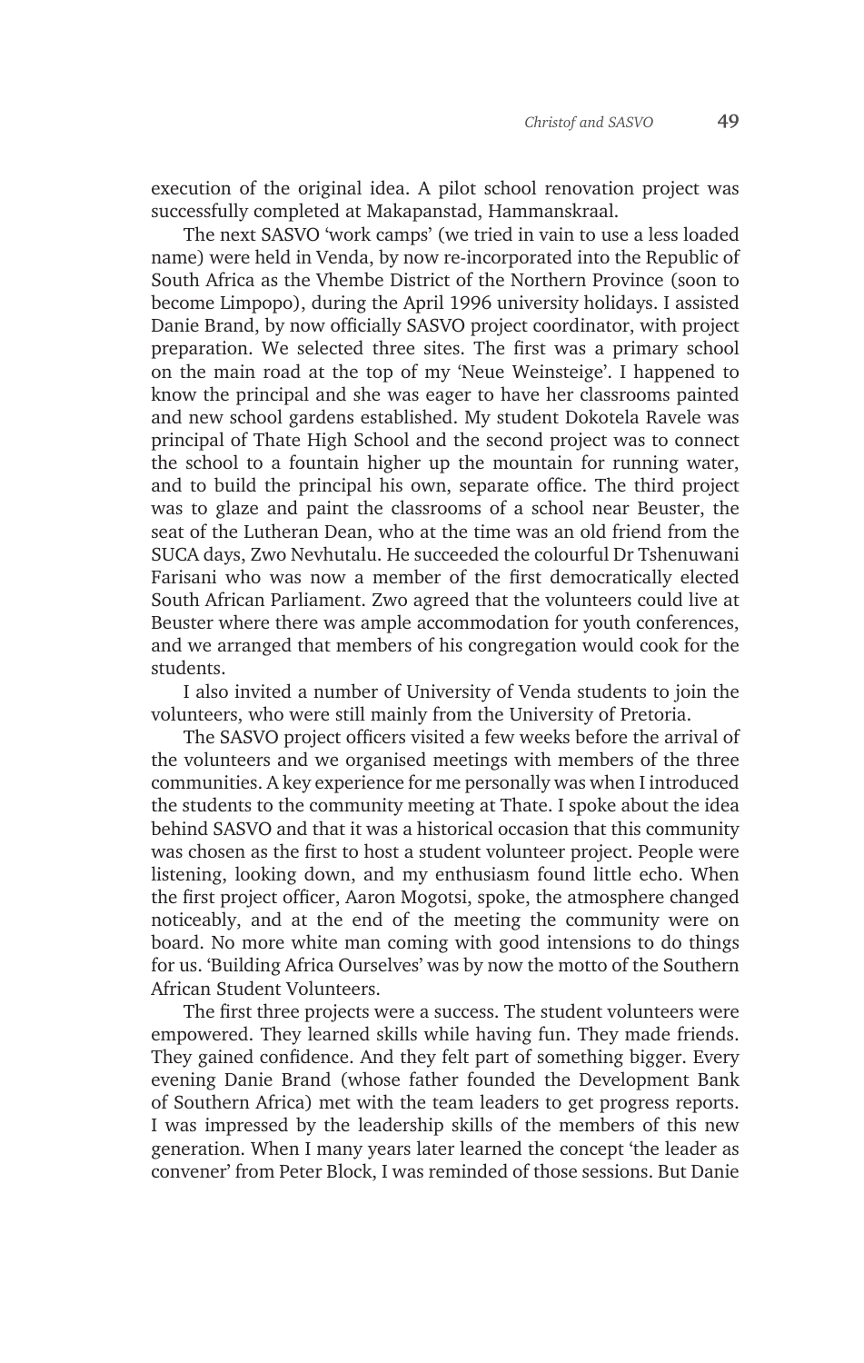execution of the original idea. A pilot school renovation project was successfully completed at Makapanstad, Hammanskraal.

The next SASVO 'work camps' (we tried in vain to use a less loaded name) were held in Venda, by now re-incorporated into the Republic of South Africa as the Vhembe District of the Northern Province (soon to become Limpopo), during the April 1996 university holidays. I assisted Danie Brand, by now officially SASVO project coordinator, with project preparation. We selected three sites. The first was a primary school on the main road at the top of my 'Neue Weinsteige'. I happened to know the principal and she was eager to have her classrooms painted and new school gardens established. My student Dokotela Ravele was principal of Thate High School and the second project was to connect the school to a fountain higher up the mountain for running water, and to build the principal his own, separate office. The third project was to glaze and paint the classrooms of a school near Beuster, the seat of the Lutheran Dean, who at the time was an old friend from the SUCA days, Zwo Nevhutalu. He succeeded the colourful Dr Tshenuwani Farisani who was now a member of the first democratically elected South African Parliament. Zwo agreed that the volunteers could live at Beuster where there was ample accommodation for youth conferences, and we arranged that members of his congregation would cook for the students.

I also invited a number of University of Venda students to join the volunteers, who were still mainly from the University of Pretoria.

The SASVO project officers visited a few weeks before the arrival of the volunteers and we organised meetings with members of the three communities. A key experience for me personally was when I introduced the students to the community meeting at Thate. I spoke about the idea behind SASVO and that it was a historical occasion that this community was chosen as the first to host a student volunteer project. People were listening, looking down, and my enthusiasm found little echo. When the first project officer, Aaron Mogotsi, spoke, the atmosphere changed noticeably, and at the end of the meeting the community were on board. No more white man coming with good intensions to do things for us. 'Building Africa Ourselves' was by now the motto of the Southern African Student Volunteers.

The first three projects were a success. The student volunteers were empowered. They learned skills while having fun. They made friends. They gained confidence. And they felt part of something bigger. Every evening Danie Brand (whose father founded the Development Bank of Southern Africa) met with the team leaders to get progress reports. I was impressed by the leadership skills of the members of this new generation. When I many years later learned the concept 'the leader as convener' from Peter Block, I was reminded of those sessions. But Danie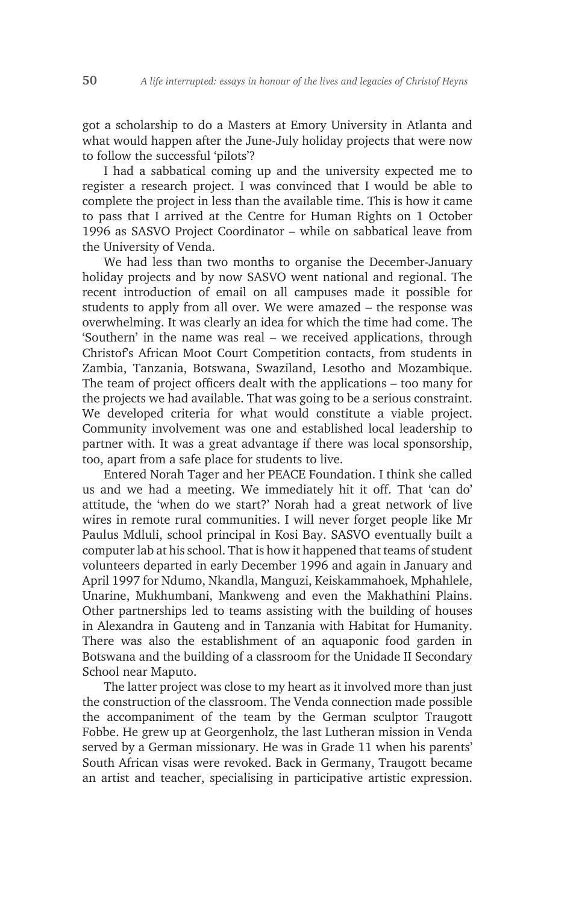got a scholarship to do a Masters at Emory University in Atlanta and what would happen after the June-July holiday projects that were now to follow the successful 'pilots'?

I had a sabbatical coming up and the university expected me to register a research project. I was convinced that I would be able to complete the project in less than the available time. This is how it came to pass that I arrived at the Centre for Human Rights on 1 October 1996 as SASVO Project Coordinator – while on sabbatical leave from the University of Venda.

We had less than two months to organise the December-January holiday projects and by now SASVO went national and regional. The recent introduction of email on all campuses made it possible for students to apply from all over. We were amazed – the response was overwhelming. It was clearly an idea for which the time had come. The 'Southern' in the name was real – we received applications, through Christof's African Moot Court Competition contacts, from students in Zambia, Tanzania, Botswana, Swaziland, Lesotho and Mozambique. The team of project officers dealt with the applications – too many for the projects we had available. That was going to be a serious constraint. We developed criteria for what would constitute a viable project. Community involvement was one and established local leadership to partner with. It was a great advantage if there was local sponsorship, too, apart from a safe place for students to live.

Entered Norah Tager and her PEACE Foundation. I think she called us and we had a meeting. We immediately hit it off. That 'can do' attitude, the 'when do we start?' Norah had a great network of live wires in remote rural communities. I will never forget people like Mr Paulus Mdluli, school principal in Kosi Bay. SASVO eventually built a computer lab at his school. That is how it happened that teams of student volunteers departed in early December 1996 and again in January and April 1997 for Ndumo, Nkandla, Manguzi, Keiskammahoek, Mphahlele, Unarine, Mukhumbani, Mankweng and even the Makhathini Plains. Other partnerships led to teams assisting with the building of houses in Alexandra in Gauteng and in Tanzania with Habitat for Humanity. There was also the establishment of an aquaponic food garden in Botswana and the building of a classroom for the Unidade II Secondary School near Maputo.

The latter project was close to my heart as it involved more than just the construction of the classroom. The Venda connection made possible the accompaniment of the team by the German sculptor Traugott Fobbe. He grew up at Georgenholz, the last Lutheran mission in Venda served by a German missionary. He was in Grade 11 when his parents' South African visas were revoked. Back in Germany, Traugott became an artist and teacher, specialising in participative artistic expression.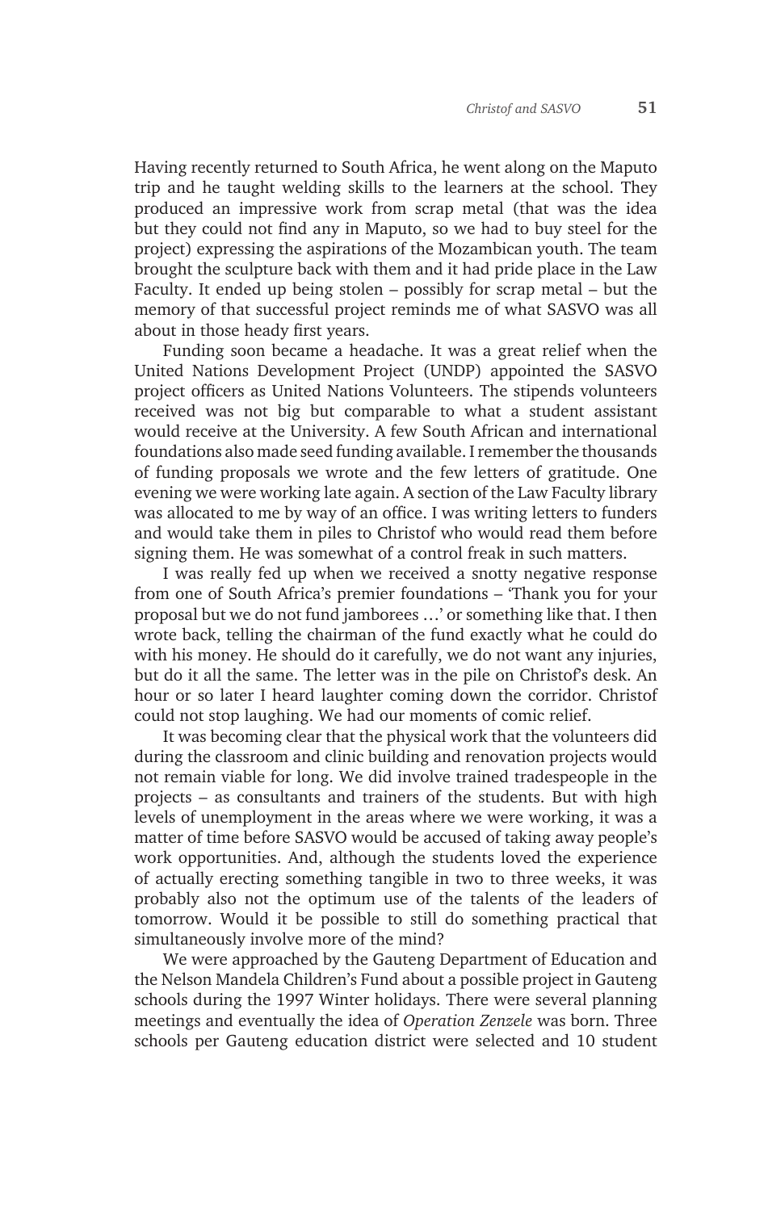Having recently returned to South Africa, he went along on the Maputo trip and he taught welding skills to the learners at the school. They produced an impressive work from scrap metal (that was the idea but they could not find any in Maputo, so we had to buy steel for the project) expressing the aspirations of the Mozambican youth. The team brought the sculpture back with them and it had pride place in the Law Faculty. It ended up being stolen – possibly for scrap metal – but the memory of that successful project reminds me of what SASVO was all about in those heady first years.

Funding soon became a headache. It was a great relief when the United Nations Development Project (UNDP) appointed the SASVO project officers as United Nations Volunteers. The stipends volunteers received was not big but comparable to what a student assistant would receive at the University. A few South African and international foundations also made seed funding available. I remember the thousands of funding proposals we wrote and the few letters of gratitude. One evening we were working late again. A section of the Law Faculty library was allocated to me by way of an office. I was writing letters to funders and would take them in piles to Christof who would read them before signing them. He was somewhat of a control freak in such matters.

I was really fed up when we received a snotty negative response from one of South Africa's premier foundations – 'Thank you for your proposal but we do not fund jamborees …' or something like that. I then wrote back, telling the chairman of the fund exactly what he could do with his money. He should do it carefully, we do not want any injuries, but do it all the same. The letter was in the pile on Christof's desk. An hour or so later I heard laughter coming down the corridor. Christof could not stop laughing. We had our moments of comic relief.

It was becoming clear that the physical work that the volunteers did during the classroom and clinic building and renovation projects would not remain viable for long. We did involve trained tradespeople in the projects – as consultants and trainers of the students. But with high levels of unemployment in the areas where we were working, it was a matter of time before SASVO would be accused of taking away people's work opportunities. And, although the students loved the experience of actually erecting something tangible in two to three weeks, it was probably also not the optimum use of the talents of the leaders of tomorrow. Would it be possible to still do something practical that simultaneously involve more of the mind?

We were approached by the Gauteng Department of Education and the Nelson Mandela Children's Fund about a possible project in Gauteng schools during the 1997 Winter holidays. There were several planning meetings and eventually the idea of *Operation Zenzele* was born. Three schools per Gauteng education district were selected and 10 student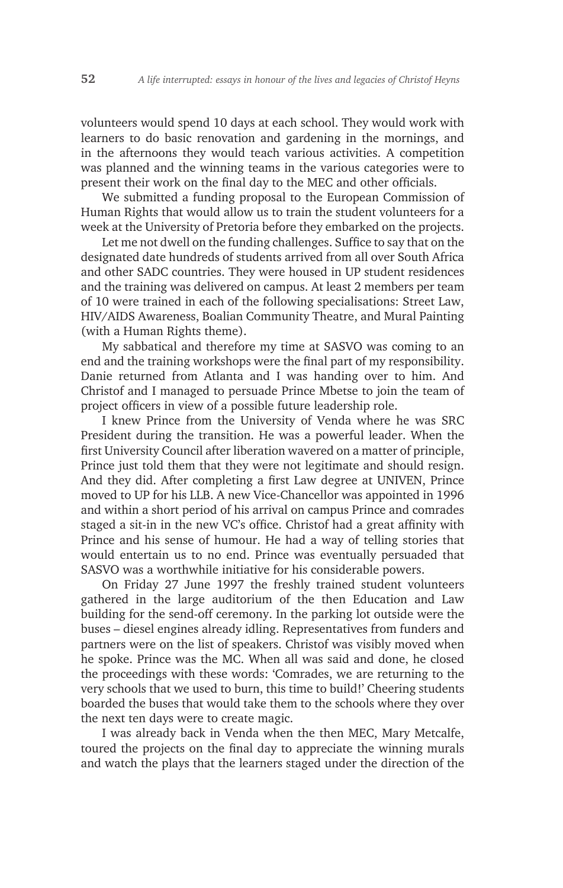volunteers would spend 10 days at each school. They would work with learners to do basic renovation and gardening in the mornings, and in the afternoons they would teach various activities. A competition was planned and the winning teams in the various categories were to present their work on the final day to the MEC and other officials.

We submitted a funding proposal to the European Commission of Human Rights that would allow us to train the student volunteers for a week at the University of Pretoria before they embarked on the projects.

Let me not dwell on the funding challenges. Suffice to say that on the designated date hundreds of students arrived from all over South Africa and other SADC countries. They were housed in UP student residences and the training was delivered on campus. At least 2 members per team of 10 were trained in each of the following specialisations: Street Law, HIV/AIDS Awareness, Boalian Community Theatre, and Mural Painting (with a Human Rights theme).

My sabbatical and therefore my time at SASVO was coming to an end and the training workshops were the final part of my responsibility. Danie returned from Atlanta and I was handing over to him. And Christof and I managed to persuade Prince Mbetse to join the team of project officers in view of a possible future leadership role.

I knew Prince from the University of Venda where he was SRC President during the transition. He was a powerful leader. When the first University Council after liberation wavered on a matter of principle, Prince just told them that they were not legitimate and should resign. And they did. After completing a first Law degree at UNIVEN, Prince moved to UP for his LLB. A new Vice-Chancellor was appointed in 1996 and within a short period of his arrival on campus Prince and comrades staged a sit-in in the new VC's office. Christof had a great affinity with Prince and his sense of humour. He had a way of telling stories that would entertain us to no end. Prince was eventually persuaded that SASVO was a worthwhile initiative for his considerable powers.

On Friday 27 June 1997 the freshly trained student volunteers gathered in the large auditorium of the then Education and Law building for the send-off ceremony. In the parking lot outside were the buses – diesel engines already idling. Representatives from funders and partners were on the list of speakers. Christof was visibly moved when he spoke. Prince was the MC. When all was said and done, he closed the proceedings with these words: 'Comrades, we are returning to the very schools that we used to burn, this time to build!' Cheering students boarded the buses that would take them to the schools where they over the next ten days were to create magic.

I was already back in Venda when the then MEC, Mary Metcalfe, toured the projects on the final day to appreciate the winning murals and watch the plays that the learners staged under the direction of the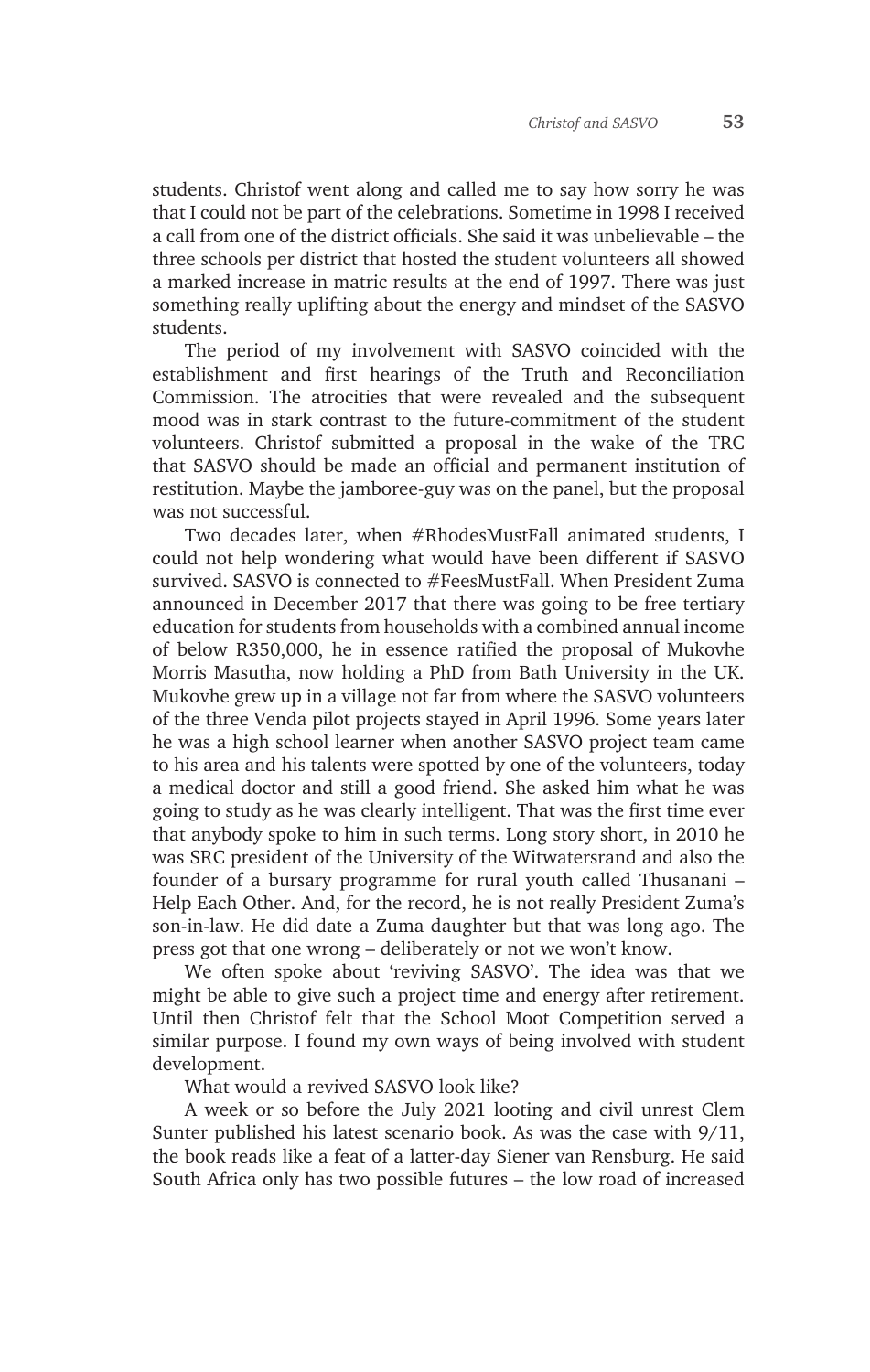students. Christof went along and called me to say how sorry he was that I could not be part of the celebrations. Sometime in 1998 I received a call from one of the district officials. She said it was unbelievable – the three schools per district that hosted the student volunteers all showed a marked increase in matric results at the end of 1997. There was just something really uplifting about the energy and mindset of the SASVO students.

The period of my involvement with SASVO coincided with the establishment and first hearings of the Truth and Reconciliation Commission. The atrocities that were revealed and the subsequent mood was in stark contrast to the future-commitment of the student volunteers. Christof submitted a proposal in the wake of the TRC that SASVO should be made an official and permanent institution of restitution. Maybe the jamboree-guy was on the panel, but the proposal was not successful.

Two decades later, when #RhodesMustFall animated students, I could not help wondering what would have been different if SASVO survived. SASVO is connected to #FeesMustFall. When President Zuma announced in December 2017 that there was going to be free tertiary education for students from households with a combined annual income of below R350,000, he in essence ratified the proposal of Mukovhe Morris Masutha, now holding a PhD from Bath University in the UK. Mukovhe grew up in a village not far from where the SASVO volunteers of the three Venda pilot projects stayed in April 1996. Some years later he was a high school learner when another SASVO project team came to his area and his talents were spotted by one of the volunteers, today a medical doctor and still a good friend. She asked him what he was going to study as he was clearly intelligent. That was the first time ever that anybody spoke to him in such terms. Long story short, in 2010 he was SRC president of the University of the Witwatersrand and also the founder of a bursary programme for rural youth called Thusanani – Help Each Other. And, for the record, he is not really President Zuma's son-in-law. He did date a Zuma daughter but that was long ago. The press got that one wrong – deliberately or not we won't know.

We often spoke about 'reviving SASVO'. The idea was that we might be able to give such a project time and energy after retirement. Until then Christof felt that the School Moot Competition served a similar purpose. I found my own ways of being involved with student development.

What would a revived SASVO look like?

A week or so before the July 2021 looting and civil unrest Clem Sunter published his latest scenario book. As was the case with 9/11, the book reads like a feat of a latter-day Siener van Rensburg. He said South Africa only has two possible futures – the low road of increased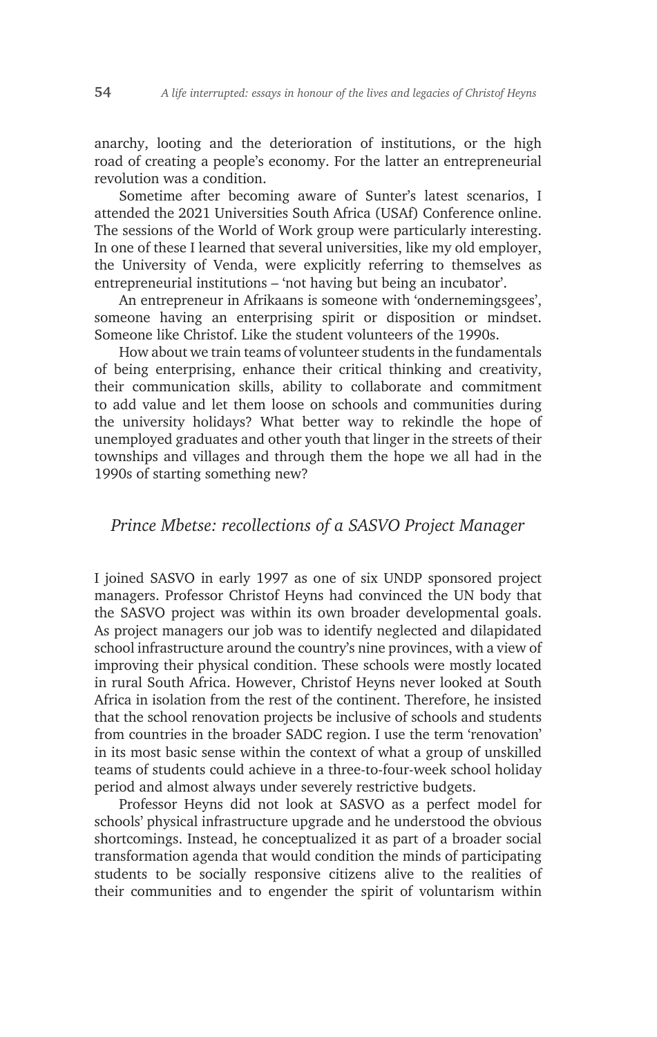anarchy, looting and the deterioration of institutions, or the high road of creating a people's economy. For the latter an entrepreneurial revolution was a condition.

Sometime after becoming aware of Sunter's latest scenarios, I attended the 2021 Universities South Africa (USAf) Conference online. The sessions of the World of Work group were particularly interesting. In one of these I learned that several universities, like my old employer, the University of Venda, were explicitly referring to themselves as entrepreneurial institutions – 'not having but being an incubator'.

An entrepreneur in Afrikaans is someone with 'ondernemingsgees', someone having an enterprising spirit or disposition or mindset. Someone like Christof. Like the student volunteers of the 1990s.

How about we train teams of volunteer students in the fundamentals of being enterprising, enhance their critical thinking and creativity, their communication skills, ability to collaborate and commitment to add value and let them loose on schools and communities during the university holidays? What better way to rekindle the hope of unemployed graduates and other youth that linger in the streets of their townships and villages and through them the hope we all had in the 1990s of starting something new?

## *Prince Mbetse: recollections of a SASVO Project Manager*

I joined SASVO in early 1997 as one of six UNDP sponsored project managers. Professor Christof Heyns had convinced the UN body that the SASVO project was within its own broader developmental goals. As project managers our job was to identify neglected and dilapidated school infrastructure around the country's nine provinces, with a view of improving their physical condition. These schools were mostly located in rural South Africa. However, Christof Heyns never looked at South Africa in isolation from the rest of the continent. Therefore, he insisted that the school renovation projects be inclusive of schools and students from countries in the broader SADC region. I use the term 'renovation' in its most basic sense within the context of what a group of unskilled teams of students could achieve in a three-to-four-week school holiday period and almost always under severely restrictive budgets.

Professor Heyns did not look at SASVO as a perfect model for schools' physical infrastructure upgrade and he understood the obvious shortcomings. Instead, he conceptualized it as part of a broader social transformation agenda that would condition the minds of participating students to be socially responsive citizens alive to the realities of their communities and to engender the spirit of voluntarism within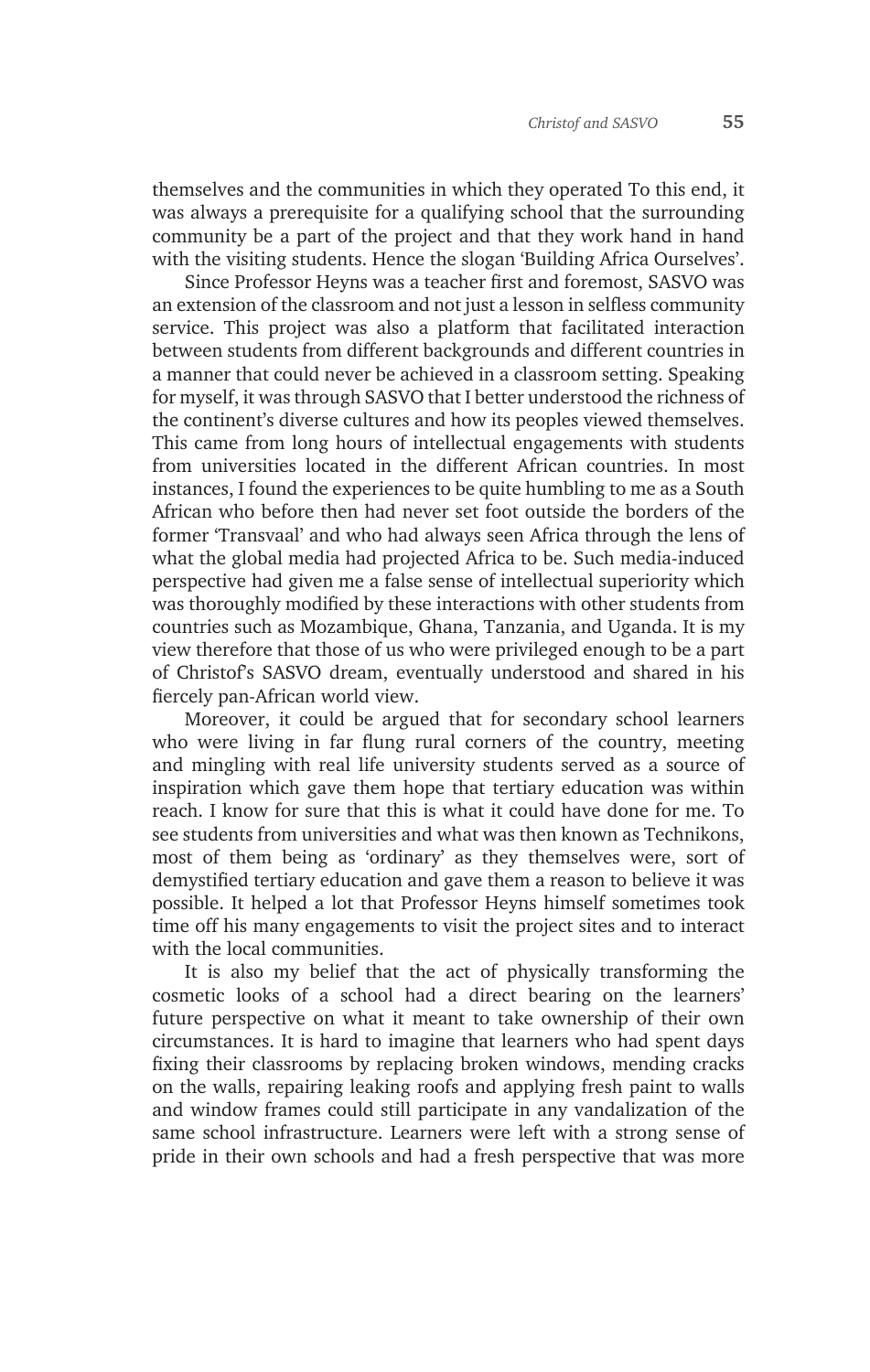themselves and the communities in which they operated To this end, it was always a prerequisite for a qualifying school that the surrounding community be a part of the project and that they work hand in hand with the visiting students. Hence the slogan 'Building Africa Ourselves'.

Since Professor Heyns was a teacher first and foremost, SASVO was an extension of the classroom and not just a lesson in selfless community service. This project was also a platform that facilitated interaction between students from different backgrounds and different countries in a manner that could never be achieved in a classroom setting. Speaking for myself, it was through SASVO that I better understood the richness of the continent's diverse cultures and how its peoples viewed themselves. This came from long hours of intellectual engagements with students from universities located in the different African countries. In most instances, I found the experiences to be quite humbling to me as a South African who before then had never set foot outside the borders of the former 'Transvaal' and who had always seen Africa through the lens of what the global media had projected Africa to be. Such media-induced perspective had given me a false sense of intellectual superiority which was thoroughly modified by these interactions with other students from countries such as Mozambique, Ghana, Tanzania, and Uganda. It is my view therefore that those of us who were privileged enough to be a part of Christof's SASVO dream, eventually understood and shared in his fiercely pan-African world view.

Moreover, it could be argued that for secondary school learners who were living in far flung rural corners of the country, meeting and mingling with real life university students served as a source of inspiration which gave them hope that tertiary education was within reach. I know for sure that this is what it could have done for me. To see students from universities and what was then known as Technikons, most of them being as 'ordinary' as they themselves were, sort of demystified tertiary education and gave them a reason to believe it was possible. It helped a lot that Professor Heyns himself sometimes took time off his many engagements to visit the project sites and to interact with the local communities.

It is also my belief that the act of physically transforming the cosmetic looks of a school had a direct bearing on the learners' future perspective on what it meant to take ownership of their own circumstances. It is hard to imagine that learners who had spent days fixing their classrooms by replacing broken windows, mending cracks on the walls, repairing leaking roofs and applying fresh paint to walls and window frames could still participate in any vandalization of the same school infrastructure. Learners were left with a strong sense of pride in their own schools and had a fresh perspective that was more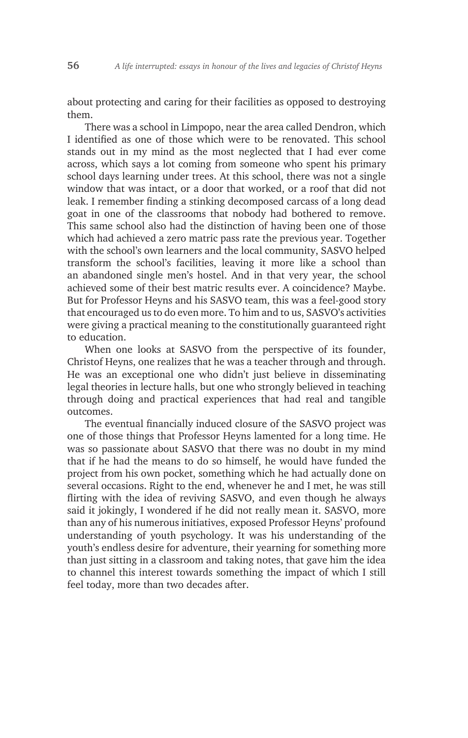about protecting and caring for their facilities as opposed to destroying them.

There was a school in Limpopo, near the area called Dendron, which I identified as one of those which were to be renovated. This school stands out in my mind as the most neglected that I had ever come across, which says a lot coming from someone who spent his primary school days learning under trees. At this school, there was not a single window that was intact, or a door that worked, or a roof that did not leak. I remember finding a stinking decomposed carcass of a long dead goat in one of the classrooms that nobody had bothered to remove. This same school also had the distinction of having been one of those which had achieved a zero matric pass rate the previous year. Together with the school's own learners and the local community, SASVO helped transform the school's facilities, leaving it more like a school than an abandoned single men's hostel. And in that very year, the school achieved some of their best matric results ever. A coincidence? Maybe. But for Professor Heyns and his SASVO team, this was a feel-good story that encouraged us to do even more. To him and to us, SASVO's activities were giving a practical meaning to the constitutionally guaranteed right to education.

When one looks at SASVO from the perspective of its founder, Christof Heyns, one realizes that he was a teacher through and through. He was an exceptional one who didn't just believe in disseminating legal theories in lecture halls, but one who strongly believed in teaching through doing and practical experiences that had real and tangible outcomes.

The eventual financially induced closure of the SASVO project was one of those things that Professor Heyns lamented for a long time. He was so passionate about SASVO that there was no doubt in my mind that if he had the means to do so himself, he would have funded the project from his own pocket, something which he had actually done on several occasions. Right to the end, whenever he and I met, he was still flirting with the idea of reviving SASVO, and even though he always said it jokingly, I wondered if he did not really mean it. SASVO, more than any of his numerous initiatives, exposed Professor Heyns' profound understanding of youth psychology. It was his understanding of the youth's endless desire for adventure, their yearning for something more than just sitting in a classroom and taking notes, that gave him the idea to channel this interest towards something the impact of which I still feel today, more than two decades after.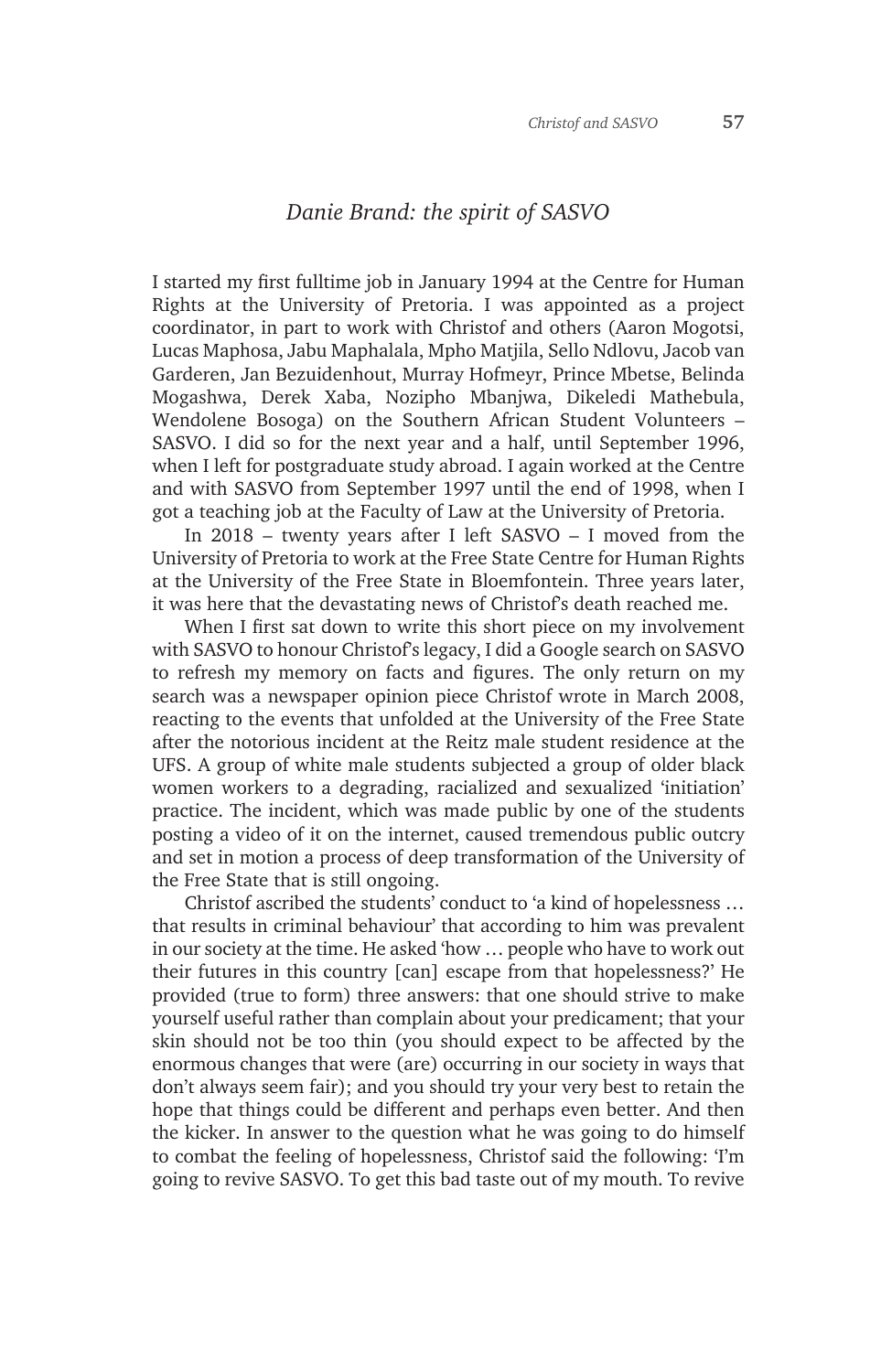## *Danie Brand: the spirit of SASVO*

I started my first fulltime job in January 1994 at the Centre for Human Rights at the University of Pretoria. I was appointed as a project coordinator, in part to work with Christof and others (Aaron Mogotsi, Lucas Maphosa, Jabu Maphalala, Mpho Matjila, Sello Ndlovu, Jacob van Garderen, Jan Bezuidenhout, Murray Hofmeyr, Prince Mbetse, Belinda Mogashwa, Derek Xaba, Nozipho Mbanjwa, Dikeledi Mathebula, Wendolene Bosoga) on the Southern African Student Volunteers – SASVO. I did so for the next year and a half, until September 1996, when I left for postgraduate study abroad. I again worked at the Centre and with SASVO from September 1997 until the end of 1998, when I got a teaching job at the Faculty of Law at the University of Pretoria.

In 2018 – twenty years after I left SASVO – I moved from the University of Pretoria to work at the Free State Centre for Human Rights at the University of the Free State in Bloemfontein. Three years later, it was here that the devastating news of Christof's death reached me.

When I first sat down to write this short piece on my involvement with SASVO to honour Christof's legacy, I did a Google search on SASVO to refresh my memory on facts and figures. The only return on my search was a newspaper opinion piece Christof wrote in March 2008, reacting to the events that unfolded at the University of the Free State after the notorious incident at the Reitz male student residence at the UFS. A group of white male students subjected a group of older black women workers to a degrading, racialized and sexualized 'initiation' practice. The incident, which was made public by one of the students posting a video of it on the internet, caused tremendous public outcry and set in motion a process of deep transformation of the University of the Free State that is still ongoing.

Christof ascribed the students' conduct to 'a kind of hopelessness … that results in criminal behaviour' that according to him was prevalent in our society at the time. He asked 'how … people who have to work out their futures in this country [can] escape from that hopelessness?' He provided (true to form) three answers: that one should strive to make yourself useful rather than complain about your predicament; that your skin should not be too thin (you should expect to be affected by the enormous changes that were (are) occurring in our society in ways that don't always seem fair); and you should try your very best to retain the hope that things could be different and perhaps even better. And then the kicker. In answer to the question what he was going to do himself to combat the feeling of hopelessness, Christof said the following: 'I'm going to revive SASVO. To get this bad taste out of my mouth. To revive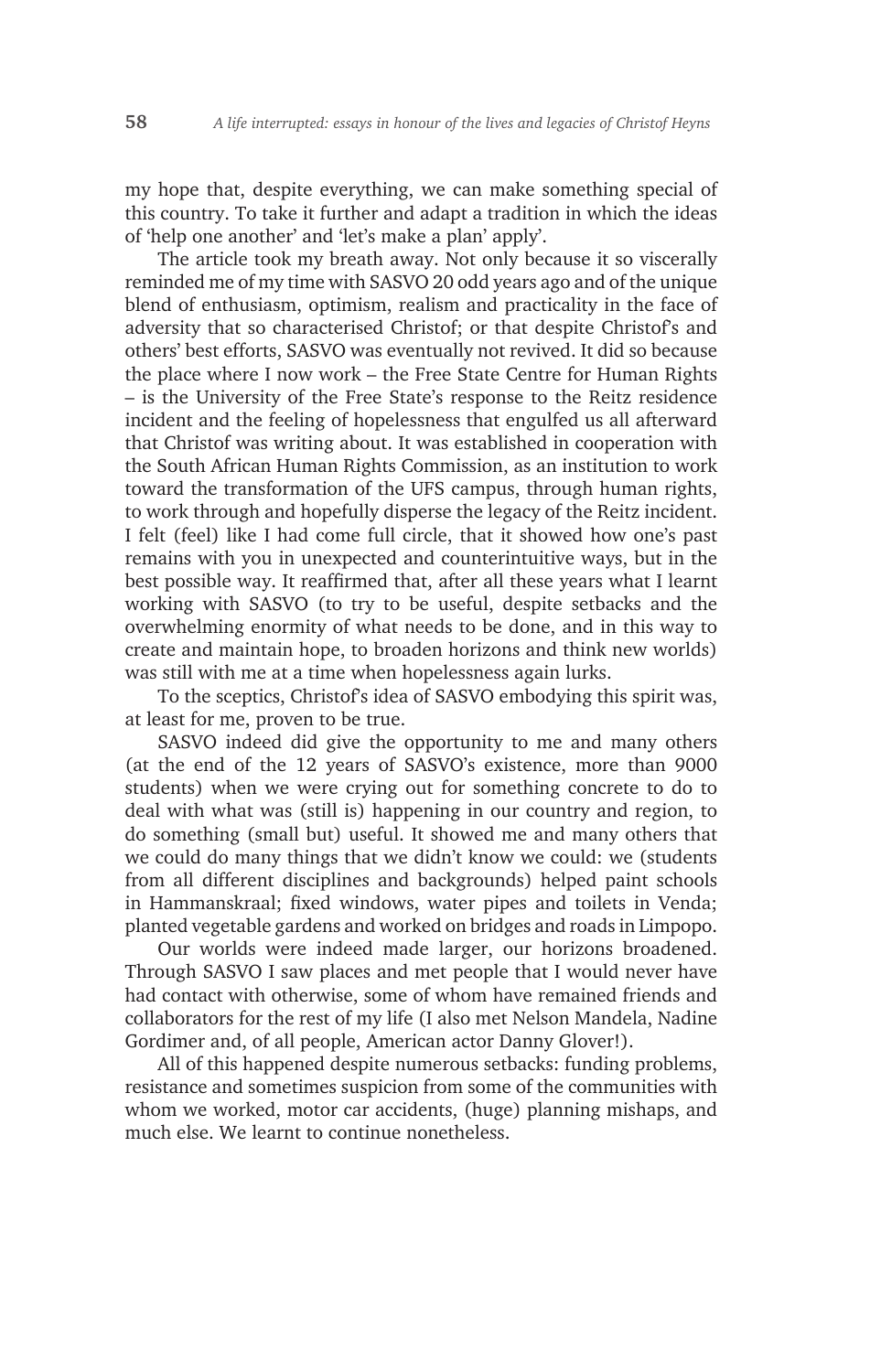my hope that, despite everything, we can make something special of this country. To take it further and adapt a tradition in which the ideas of 'help one another' and 'let's make a plan' apply'.

The article took my breath away. Not only because it so viscerally reminded me of my time with SASVO 20 odd years ago and of the unique blend of enthusiasm, optimism, realism and practicality in the face of adversity that so characterised Christof; or that despite Christof's and others' best efforts, SASVO was eventually not revived. It did so because the place where I now work – the Free State Centre for Human Rights – is the University of the Free State's response to the Reitz residence incident and the feeling of hopelessness that engulfed us all afterward that Christof was writing about. It was established in cooperation with the South African Human Rights Commission, as an institution to work toward the transformation of the UFS campus, through human rights, to work through and hopefully disperse the legacy of the Reitz incident. I felt (feel) like I had come full circle, that it showed how one's past remains with you in unexpected and counterintuitive ways, but in the best possible way. It reaffirmed that, after all these years what I learnt working with SASVO (to try to be useful, despite setbacks and the overwhelming enormity of what needs to be done, and in this way to create and maintain hope, to broaden horizons and think new worlds) was still with me at a time when hopelessness again lurks.

To the sceptics, Christof's idea of SASVO embodying this spirit was, at least for me, proven to be true.

SASVO indeed did give the opportunity to me and many others (at the end of the 12 years of SASVO's existence, more than 9000 students) when we were crying out for something concrete to do to deal with what was (still is) happening in our country and region, to do something (small but) useful. It showed me and many others that we could do many things that we didn't know we could: we (students from all different disciplines and backgrounds) helped paint schools in Hammanskraal; fixed windows, water pipes and toilets in Venda; planted vegetable gardens and worked on bridges and roads in Limpopo.

Our worlds were indeed made larger, our horizons broadened. Through SASVO I saw places and met people that I would never have had contact with otherwise, some of whom have remained friends and collaborators for the rest of my life (I also met Nelson Mandela, Nadine Gordimer and, of all people, American actor Danny Glover!).

All of this happened despite numerous setbacks: funding problems, resistance and sometimes suspicion from some of the communities with whom we worked, motor car accidents, (huge) planning mishaps, and much else. We learnt to continue nonetheless.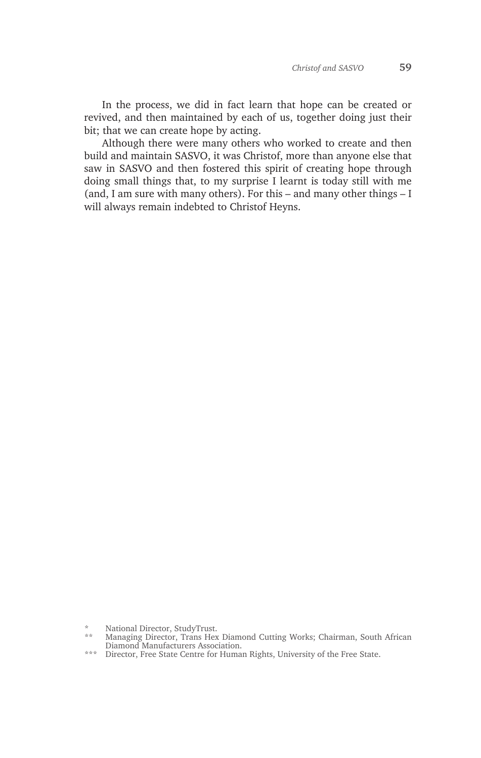In the process, we did in fact learn that hope can be created or revived, and then maintained by each of us, together doing just their bit; that we can create hope by acting.

Although there were many others who worked to create and then build and maintain SASVO, it was Christof, more than anyone else that saw in SASVO and then fostered this spirit of creating hope through doing small things that, to my surprise I learnt is today still with me (and, I am sure with many others). For this – and many other things – I will always remain indebted to Christof Heyns.

\* National Director, StudyTrust.

\*\* Managing Director, Trans Hex Diamond Cutting Works; Chairman, South African Diamond Manufacturers Association.

\*\*\* Director, Free State Centre for Human Rights, University of the Free State.